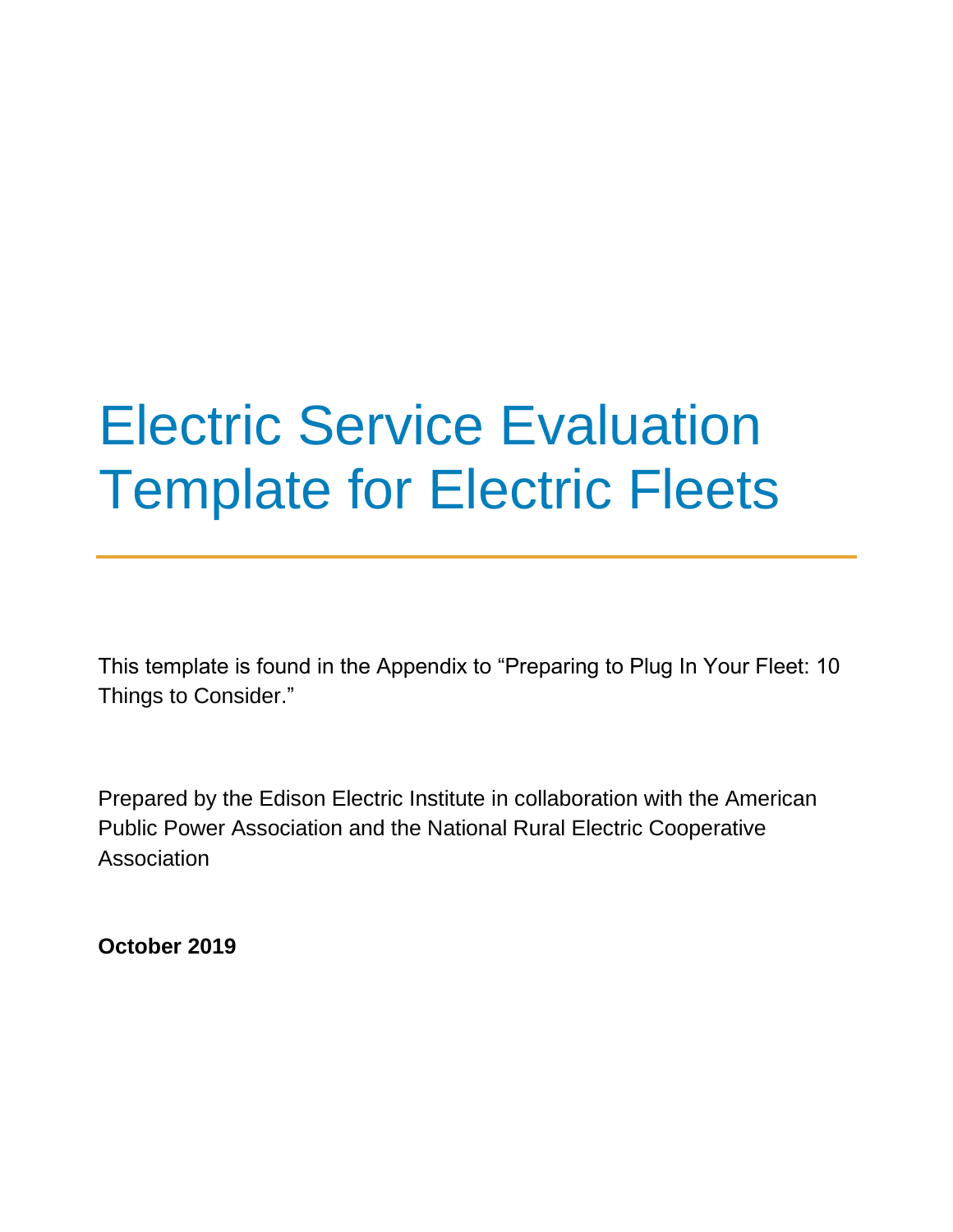# Electric Service Evaluation Template for Electric Fleets

---

This template is found in the Appendix to “Preparing to Plug In Your Fleet: 10 Things to Consider.”

Prepared by the Edison Electric Institute in collaboration with the American Public Power Association and the National Rural Electric Cooperative Association

**October 2019**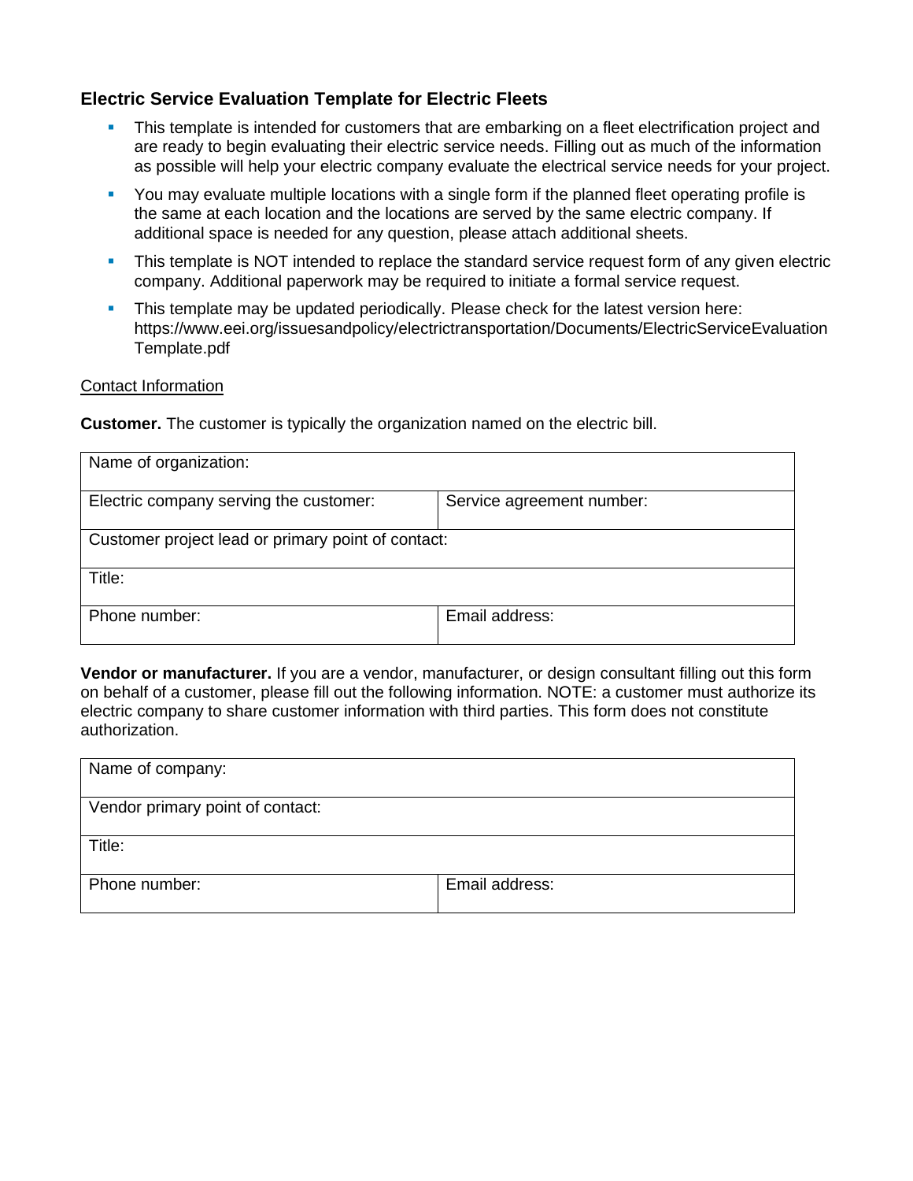## Electric Service Evaluation Template for Electric Fleets

- This template is intended for customers that are embarking on a fleet electrification project and are ready to begin evaluating their electric service needs. Filling out as much of the information as possible will help your electric company evaluate the electrical service needs for your project.
- You may evaluate multiple locations with a single form if the planned fleet operating profile is the same at each location and the locations are served by the same electric company. If additional space is needed for any question, please attach additional sheets.
- This template is NOT intended to replace the standard service request form of any given electric company. Additional paperwork may be required to initiate a formal service request.
- This template may be updated periodically. Please check for the latest version here: https://www.eei.org/issuesandpolicy/electrictransportation/Documents/ElectricServiceEvaluationTemplate.pdf

<u>Contact Information</u>

**Customer.** The customer is typically the organization named on the electric bill.

| Name of organization: | |
|---|---|
| Electric company serving the customer: | Service agreement number: |
| Customer project lead or primary point of contact: | |
| Title: | |
| Phone number: | Email address: |

**Vendor or manufacturer.** If you are a vendor, manufacturer, or design consultant filling out this form on behalf of a customer, please fill out the following information. NOTE: a customer must authorize its electric company to share customer information with third parties. This form does not constitute authorization.

| Name of company: | |
|---|---|
| Vendor primary point of contact: | |
| Title: | |
| Phone number: | Email address: |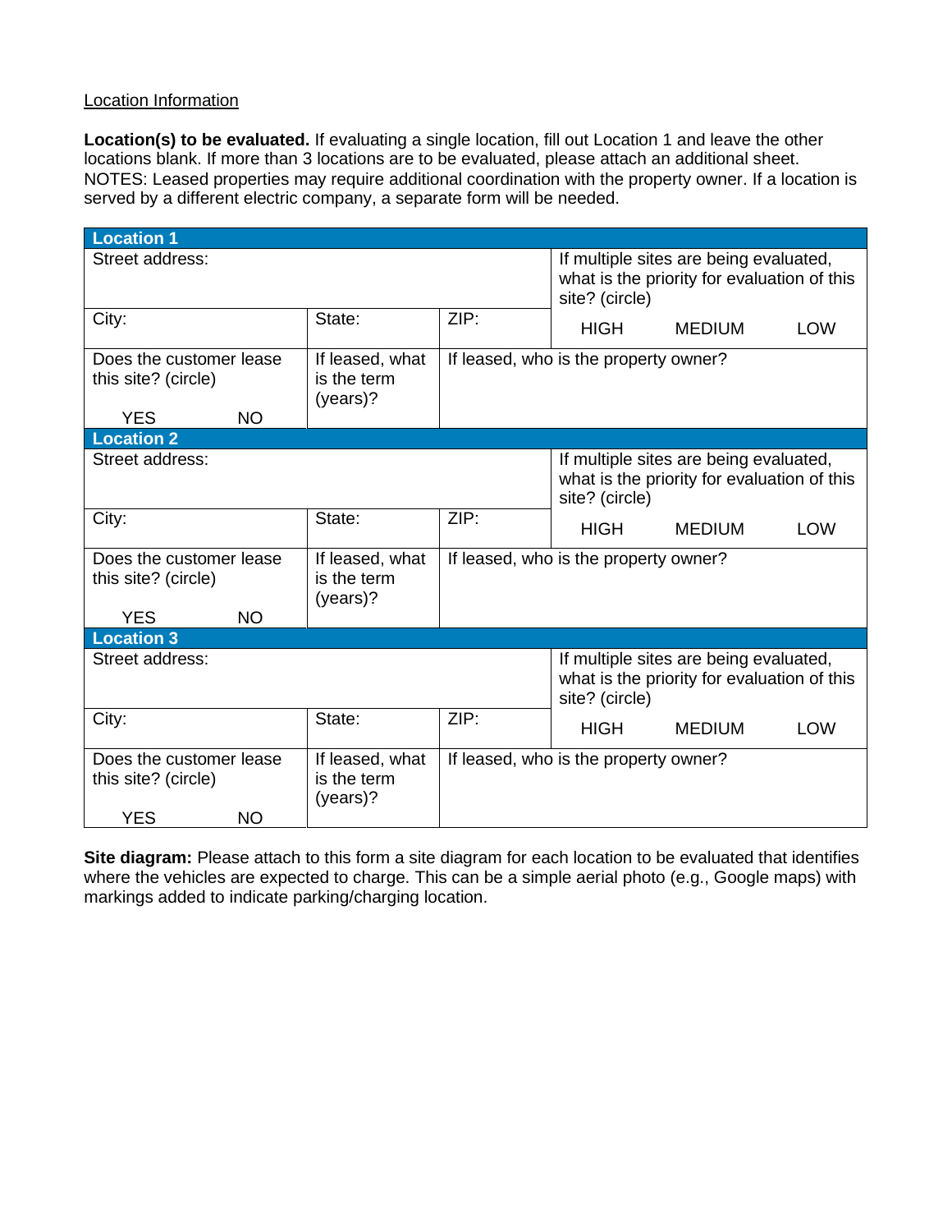Location Information

**Location(s) to be evaluated.** If evaluating a single location, fill out Location 1 and leave the other locations blank. If more than 3 locations are to be evaluated, please attach an additional sheet. NOTES: Leased properties may require additional coordination with the property owner. If a location is served by a different electric company, a separate form will be needed.

| **Location 1** | | | |
|---|---|---|---|
| Street address: | | | If multiple sites are being evaluated, what is the priority for evaluation of this site? (circle) |
| City: | State: | ZIP: | HIGH MEDIUM LOW |
| Does the customer lease this site? (circle) YES NO | If leased, what is the term (years)? | If leased, who is the property owner? | |
| **Location 2** | | | |
| Street address: | | | If multiple sites are being evaluated, what is the priority for evaluation of this site? (circle) |
| City: | State: | ZIP: | HIGH MEDIUM LOW |
| Does the customer lease this site? (circle) YES NO | If leased, what is the term (years)? | If leased, who is the property owner? | |
| **Location 3** | | | |
| Street address: | | | If multiple sites are being evaluated, what is the priority for evaluation of this site? (circle) |
| City: | State: | ZIP: | HIGH MEDIUM LOW |
| Does the customer lease this site? (circle) YES NO | If leased, what is the term (years)? | If leased, who is the property owner? | |

**Site diagram:** Please attach to this form a site diagram for each location to be evaluated that identifies where the vehicles are expected to charge. This can be a simple aerial photo (e.g., Google maps) with markings added to indicate parking/charging location.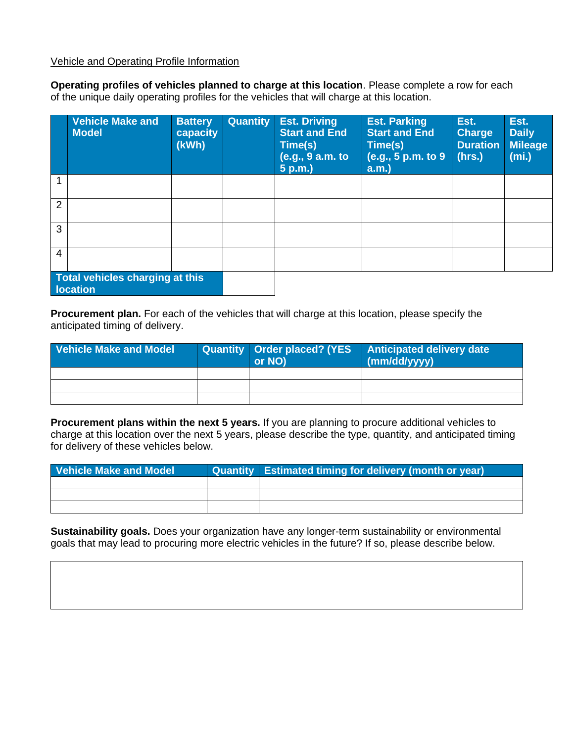Vehicle and Operating Profile Information

**Operating profiles of vehicles planned to charge at this location**. Please complete a row for each of the unique daily operating profiles for the vehicles that will charge at this location.

| | Vehicle Make and Model | Battery capacity (kWh) | Quantity | Est. Driving Start and End Time(s) (e.g., 9 a.m. to 5 p.m.) | Est. Parking Start and End Time(s) (e.g., 5 p.m. to 9 a.m.) | Est. Charge Duration (hrs.) | Est. Daily Mileage (mi.) |
|---|---|---|---|---|---|---|---|
| 1 | | | | | | | |
| 2 | | | | | | | |
| 3 | | | | | | | |
| 4 | | | | | | | |
| **Total vehicles charging at this location** | | | | | | | |

**Procurement plan.** For each of the vehicles that will charge at this location, please specify the anticipated timing of delivery.

| Vehicle Make and Model | Quantity | Order placed? (YES or NO) | Anticipated delivery date (mm/dd/yyyy) |
|---|---|---|---|
| | | | |
| | | | |
| | | | |

**Procurement plans within the next 5 years.** If you are planning to procure additional vehicles to charge at this location over the next 5 years, please describe the type, quantity, and anticipated timing for delivery of these vehicles below.

| Vehicle Make and Model | Quantity | Estimated timing for delivery (month or year) |
|---|---|---|
| | | |
| | | |
| | | |

**Sustainability goals.** Does your organization have any longer-term sustainability or environmental goals that may lead to procuring more electric vehicles in the future? If so, please describe below.

| |
|---|
| |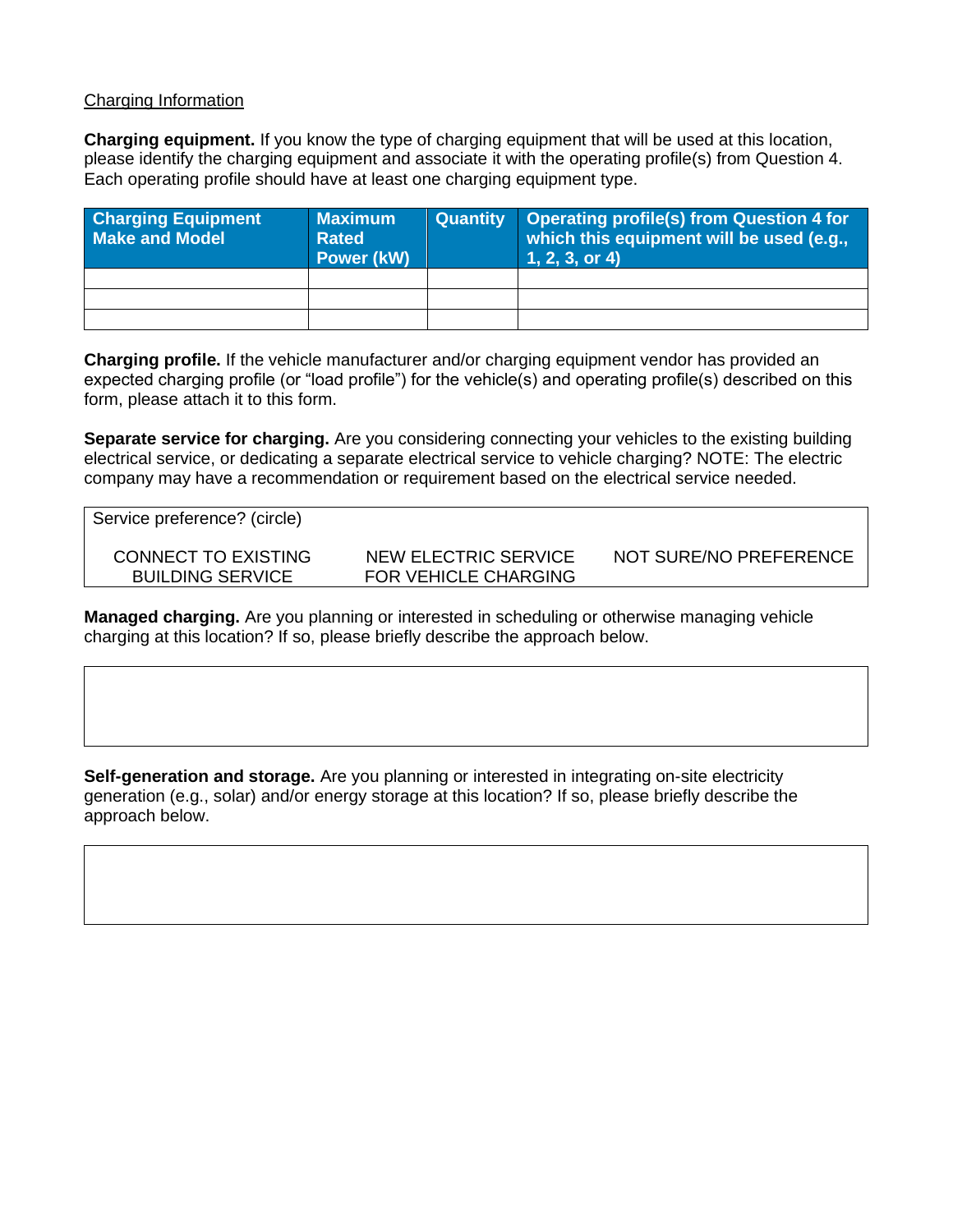Charging Information

**Charging equipment.** If you know the type of charging equipment that will be used at this location, please identify the charging equipment and associate it with the operating profile(s) from Question 4. Each operating profile should have at least one charging equipment type.

| Charging Equipment Make and Model | Maximum Rated Power (kW) | Quantity | Operating profile(s) from Question 4 for which this equipment will be used (e.g., 1, 2, 3, or 4) |
|---|---|---|---|
| | | | |
| | | | |
| | | | |

**Charging profile.** If the vehicle manufacturer and/or charging equipment vendor has provided an expected charging profile (or "load profile") for the vehicle(s) and operating profile(s) described on this form, please attach it to this form.

**Separate service for charging.** Are you considering connecting your vehicles to the existing building electrical service, or dedicating a separate electrical service to vehicle charging? NOTE: The electric company may have a recommendation or requirement based on the electrical service needed.

Service preference? (circle)

CONNECT TO EXISTING BUILDING SERVICE    NEW ELECTRIC SERVICE FOR VEHICLE CHARGING    NOT SURE/NO PREFERENCE

**Managed charging.** Are you planning or interested in scheduling or otherwise managing vehicle charging at this location? If so, please briefly describe the approach below.

**Self-generation and storage.** Are you planning or interested in integrating on-site electricity generation (e.g., solar) and/or energy storage at this location? If so, please briefly describe the approach below.